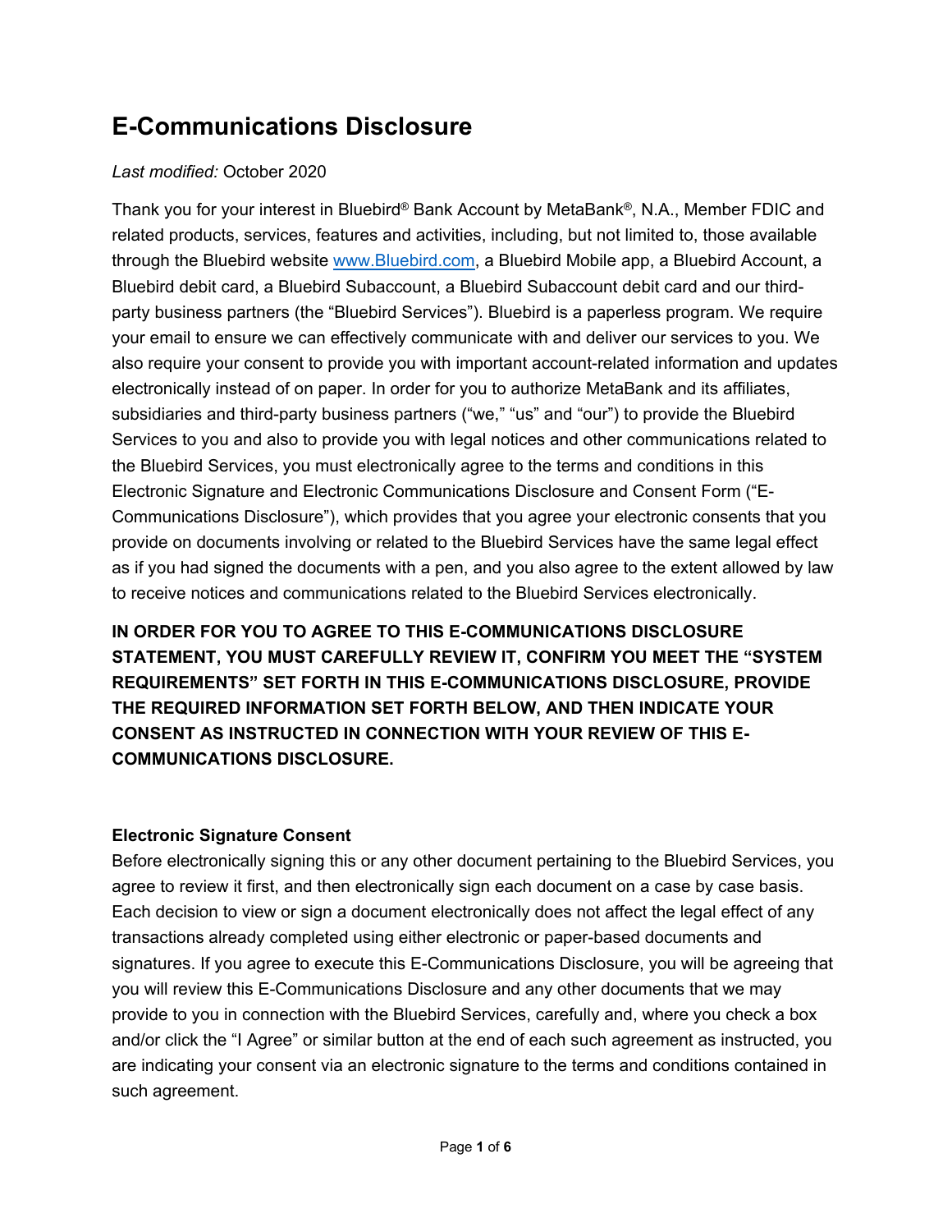# E-Communications Disclosure

*Last modified:* October 2020

Thank you for your interest in Bluebird® Bank Account by MetaBank®, N.A., Member FDIC and related products, services, features and activities, including, but not limited to, those available through the Bluebird website [www.Bluebird.com](http://www.Bluebird.com), a Bluebird Mobile app, a Bluebird Account, a Bluebird debit card, a Bluebird Subaccount, a Bluebird Subaccount debit card and our third-party business partners (the "Bluebird Services"). Bluebird is a paperless program. We require your email to ensure we can effectively communicate with and deliver our services to you. We also require your consent to provide you with important account-related information and updates electronically instead of on paper. In order for you to authorize MetaBank and its affiliates, subsidiaries and third-party business partners ("we," "us" and "our") to provide the Bluebird Services to you and also to provide you with legal notices and other communications related to the Bluebird Services, you must electronically agree to the terms and conditions in this Electronic Signature and Electronic Communications Disclosure and Consent Form ("E-Communications Disclosure"), which provides that you agree your electronic consents that you provide on documents involving or related to the Bluebird Services have the same legal effect as if you had signed the documents with a pen, and you also agree to the extent allowed by law to receive notices and communications related to the Bluebird Services electronically.

**IN ORDER FOR YOU TO AGREE TO THIS E-COMMUNICATIONS DISCLOSURE STATEMENT, YOU MUST CAREFULLY REVIEW IT, CONFIRM YOU MEET THE "SYSTEM REQUIREMENTS" SET FORTH IN THIS E-COMMUNICATIONS DISCLOSURE, PROVIDE THE REQUIRED INFORMATION SET FORTH BELOW, AND THEN INDICATE YOUR CONSENT AS INSTRUCTED IN CONNECTION WITH YOUR REVIEW OF THIS E-COMMUNICATIONS DISCLOSURE.**

**Electronic Signature Consent**

Before electronically signing this or any other document pertaining to the Bluebird Services, you agree to review it first, and then electronically sign each document on a case by case basis. Each decision to view or sign a document electronically does not affect the legal effect of any transactions already completed using either electronic or paper-based documents and signatures. If you agree to execute this E-Communications Disclosure, you will be agreeing that you will review this E-Communications Disclosure and any other documents that we may provide to you in connection with the Bluebird Services, carefully and, where you check a box and/or click the "I Agree" or similar button at the end of each such agreement as instructed, you are indicating your consent via an electronic signature to the terms and conditions contained in such agreement.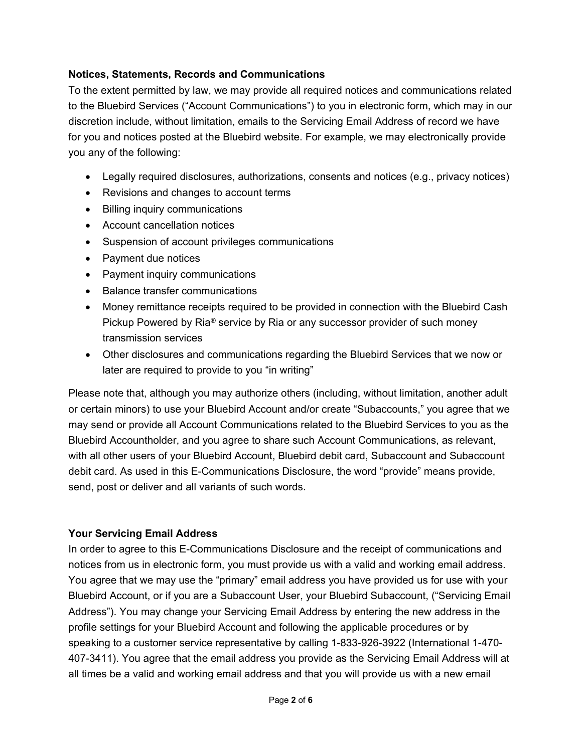**Notices, Statements, Records and Communications**

To the extent permitted by law, we may provide all required notices and communications related to the Bluebird Services ("Account Communications") to you in electronic form, which may in our discretion include, without limitation, emails to the Servicing Email Address of record we have for you and notices posted at the Bluebird website. For example, we may electronically provide you any of the following:

- Legally required disclosures, authorizations, consents and notices (e.g., privacy notices)
- Revisions and changes to account terms
- Billing inquiry communications
- Account cancellation notices
- Suspension of account privileges communications
- Payment due notices
- Payment inquiry communications
- Balance transfer communications
- Money remittance receipts required to be provided in connection with the Bluebird Cash Pickup Powered by Ria® service by Ria or any successor provider of such money transmission services
- Other disclosures and communications regarding the Bluebird Services that we now or later are required to provide to you "in writing"

Please note that, although you may authorize others (including, without limitation, another adult or certain minors) to use your Bluebird Account and/or create "Subaccounts," you agree that we may send or provide all Account Communications related to the Bluebird Services to you as the Bluebird Accountholder, and you agree to share such Account Communications, as relevant, with all other users of your Bluebird Account, Bluebird debit card, Subaccount and Subaccount debit card. As used in this E-Communications Disclosure, the word "provide" means provide, send, post or deliver and all variants of such words.

**Your Servicing Email Address**

In order to agree to this E-Communications Disclosure and the receipt of communications and notices from us in electronic form, you must provide us with a valid and working email address. You agree that we may use the "primary" email address you have provided us for use with your Bluebird Account, or if you are a Subaccount User, your Bluebird Subaccount, ("Servicing Email Address"). You may change your Servicing Email Address by entering the new address in the profile settings for your Bluebird Account and following the applicable procedures or by speaking to a customer service representative by calling 1-833-926-3922 (International 1-470-407-3411). You agree that the email address you provide as the Servicing Email Address will at all times be a valid and working email address and that you will provide us with a new email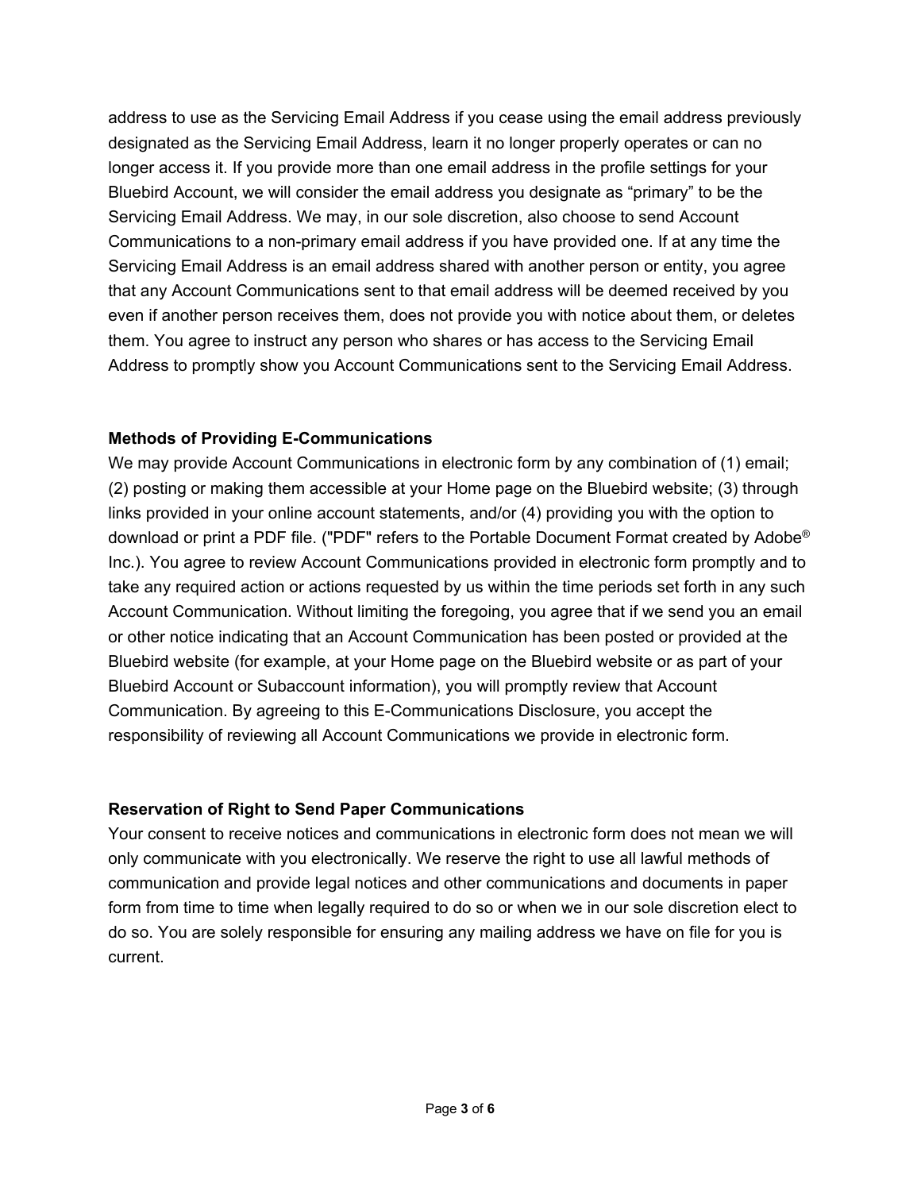address to use as the Servicing Email Address if you cease using the email address previously designated as the Servicing Email Address, learn it no longer properly operates or can no longer access it. If you provide more than one email address in the profile settings for your Bluebird Account, we will consider the email address you designate as “primary” to be the Servicing Email Address. We may, in our sole discretion, also choose to send Account Communications to a non-primary email address if you have provided one. If at any time the Servicing Email Address is an email address shared with another person or entity, you agree that any Account Communications sent to that email address will be deemed received by you even if another person receives them, does not provide you with notice about them, or deletes them. You agree to instruct any person who shares or has access to the Servicing Email Address to promptly show you Account Communications sent to the Servicing Email Address.

**Methods of Providing E-Communications**

We may provide Account Communications in electronic form by any combination of (1) email; (2) posting or making them accessible at your Home page on the Bluebird website; (3) through links provided in your online account statements, and/or (4) providing you with the option to download or print a PDF file. ("PDF" refers to the Portable Document Format created by Adobe® Inc.). You agree to review Account Communications provided in electronic form promptly and to take any required action or actions requested by us within the time periods set forth in any such Account Communication. Without limiting the foregoing, you agree that if we send you an email or other notice indicating that an Account Communication has been posted or provided at the Bluebird website (for example, at your Home page on the Bluebird website or as part of your Bluebird Account or Subaccount information), you will promptly review that Account Communication. By agreeing to this E-Communications Disclosure, you accept the responsibility of reviewing all Account Communications we provide in electronic form.

**Reservation of Right to Send Paper Communications**

Your consent to receive notices and communications in electronic form does not mean we will only communicate with you electronically. We reserve the right to use all lawful methods of communication and provide legal notices and other communications and documents in paper form from time to time when legally required to do so or when we in our sole discretion elect to do so. You are solely responsible for ensuring any mailing address we have on file for you is current.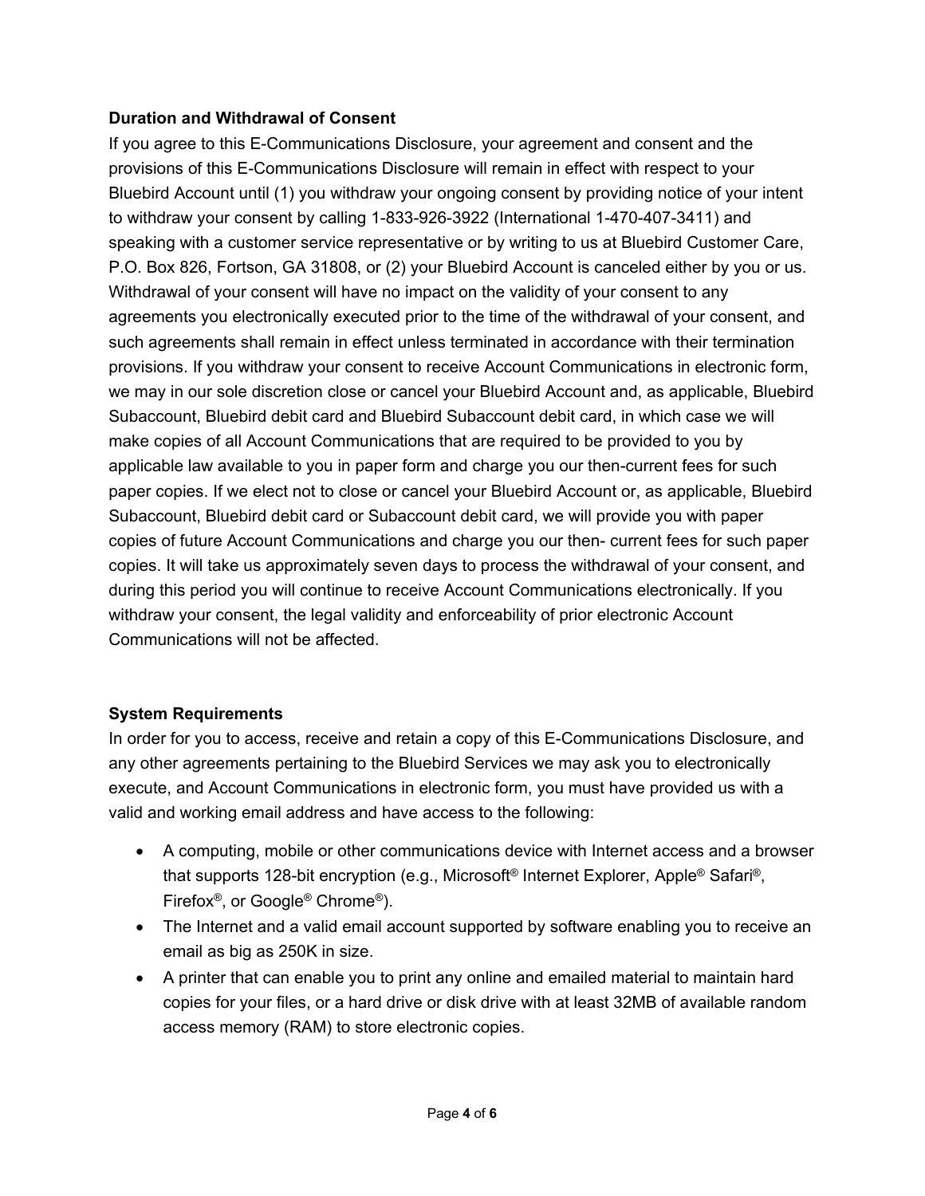**Duration and Withdrawal of Consent**

If you agree to this E-Communications Disclosure, your agreement and consent and the provisions of this E-Communications Disclosure will remain in effect with respect to your Bluebird Account until (1) you withdraw your ongoing consent by providing notice of your intent to withdraw your consent by calling 1-833-926-3922 (International 1-470-407-3411) and speaking with a customer service representative or by writing to us at Bluebird Customer Care, P.O. Box 826, Fortson, GA 31808, or (2) your Bluebird Account is canceled either by you or us. Withdrawal of your consent will have no impact on the validity of your consent to any agreements you electronically executed prior to the time of the withdrawal of your consent, and such agreements shall remain in effect unless terminated in accordance with their termination provisions. If you withdraw your consent to receive Account Communications in electronic form, we may in our sole discretion close or cancel your Bluebird Account and, as applicable, Bluebird Subaccount, Bluebird debit card and Bluebird Subaccount debit card, in which case we will make copies of all Account Communications that are required to be provided to you by applicable law available to you in paper form and charge you our then-current fees for such paper copies. If we elect not to close or cancel your Bluebird Account or, as applicable, Bluebird Subaccount, Bluebird debit card or Subaccount debit card, we will provide you with paper copies of future Account Communications and charge you our then- current fees for such paper copies. It will take us approximately seven days to process the withdrawal of your consent, and during this period you will continue to receive Account Communications electronically. If you withdraw your consent, the legal validity and enforceability of prior electronic Account Communications will not be affected.

**System Requirements**

In order for you to access, receive and retain a copy of this E-Communications Disclosure, and any other agreements pertaining to the Bluebird Services we may ask you to electronically execute, and Account Communications in electronic form, you must have provided us with a valid and working email address and have access to the following:

- A computing, mobile or other communications device with Internet access and a browser that supports 128-bit encryption (e.g., Microsoft® Internet Explorer, Apple® Safari®, Firefox®, or Google® Chrome®).
- The Internet and a valid email account supported by software enabling you to receive an email as big as 250K in size.
- A printer that can enable you to print any online and emailed material to maintain hard copies for your files, or a hard drive or disk drive with at least 32MB of available random access memory (RAM) to store electronic copies.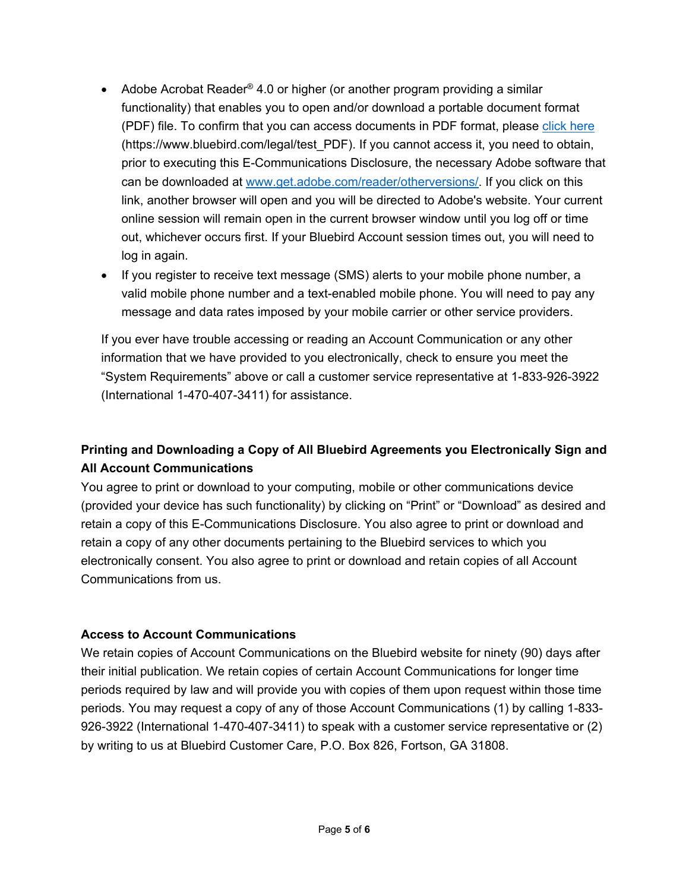- Adobe Acrobat Reader® 4.0 or higher (or another program providing a similar functionality) that enables you to open and/or download a portable document format (PDF) file. To confirm that you can access documents in PDF format, please click here (https://www.bluebird.com/legal/test_PDF). If you cannot access it, you need to obtain, prior to executing this E-Communications Disclosure, the necessary Adobe software that can be downloaded at www.get.adobe.com/reader/otherversions/. If you click on this link, another browser will open and you will be directed to Adobe's website. Your current online session will remain open in the current browser window until you log off or time out, whichever occurs first. If your Bluebird Account session times out, you will need to log in again.
- If you register to receive text message (SMS) alerts to your mobile phone number, a valid mobile phone number and a text-enabled mobile phone. You will need to pay any message and data rates imposed by your mobile carrier or other service providers.

If you ever have trouble accessing or reading an Account Communication or any other information that we have provided to you electronically, check to ensure you meet the "System Requirements" above or call a customer service representative at 1-833-926-3922 (International 1-470-407-3411) for assistance.

**Printing and Downloading a Copy of All Bluebird Agreements you Electronically Sign and All Account Communications**

You agree to print or download to your computing, mobile or other communications device (provided your device has such functionality) by clicking on "Print" or "Download" as desired and retain a copy of this E-Communications Disclosure. You also agree to print or download and retain a copy of any other documents pertaining to the Bluebird services to which you electronically consent. You also agree to print or download and retain copies of all Account Communications from us.

**Access to Account Communications**

We retain copies of Account Communications on the Bluebird website for ninety (90) days after their initial publication. We retain copies of certain Account Communications for longer time periods required by law and will provide you with copies of them upon request within those time periods. You may request a copy of any of those Account Communications (1) by calling 1-833-926-3922 (International 1-470-407-3411) to speak with a customer service representative or (2) by writing to us at Bluebird Customer Care, P.O. Box 826, Fortson, GA 31808.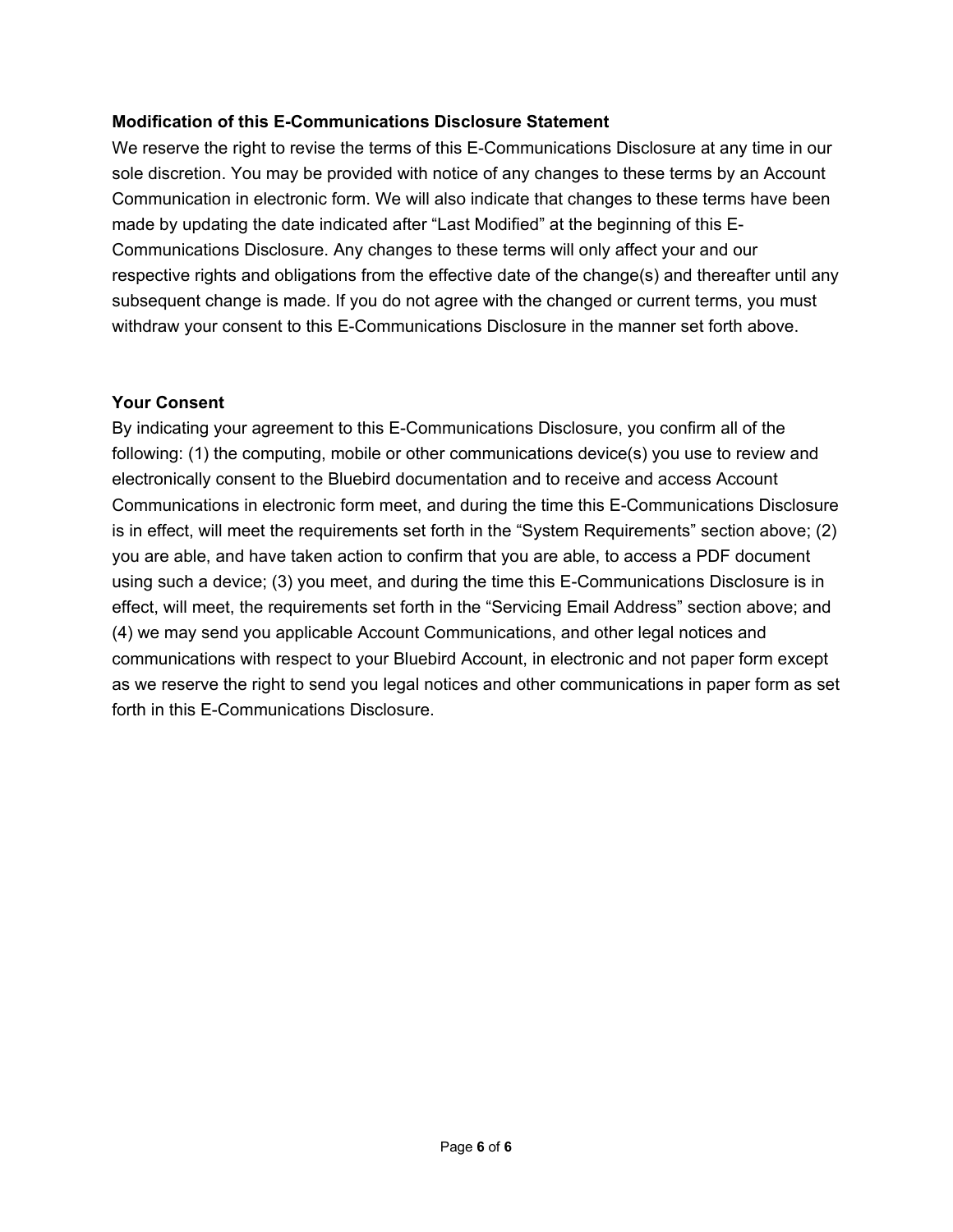**Modification of this E-Communications Disclosure Statement**

We reserve the right to revise the terms of this E-Communications Disclosure at any time in our sole discretion. You may be provided with notice of any changes to these terms by an Account Communication in electronic form. We will also indicate that changes to these terms have been made by updating the date indicated after “Last Modified” at the beginning of this E-Communications Disclosure. Any changes to these terms will only affect your and our respective rights and obligations from the effective date of the change(s) and thereafter until any subsequent change is made. If you do not agree with the changed or current terms, you must withdraw your consent to this E-Communications Disclosure in the manner set forth above.

**Your Consent**

By indicating your agreement to this E-Communications Disclosure, you confirm all of the following: (1) the computing, mobile or other communications device(s) you use to review and electronically consent to the Bluebird documentation and to receive and access Account Communications in electronic form meet, and during the time this E-Communications Disclosure is in effect, will meet the requirements set forth in the “System Requirements” section above; (2) you are able, and have taken action to confirm that you are able, to access a PDF document using such a device; (3) you meet, and during the time this E-Communications Disclosure is in effect, will meet, the requirements set forth in the “Servicing Email Address” section above; and (4) we may send you applicable Account Communications, and other legal notices and communications with respect to your Bluebird Account, in electronic and not paper form except as we reserve the right to send you legal notices and other communications in paper form as set forth in this E-Communications Disclosure.